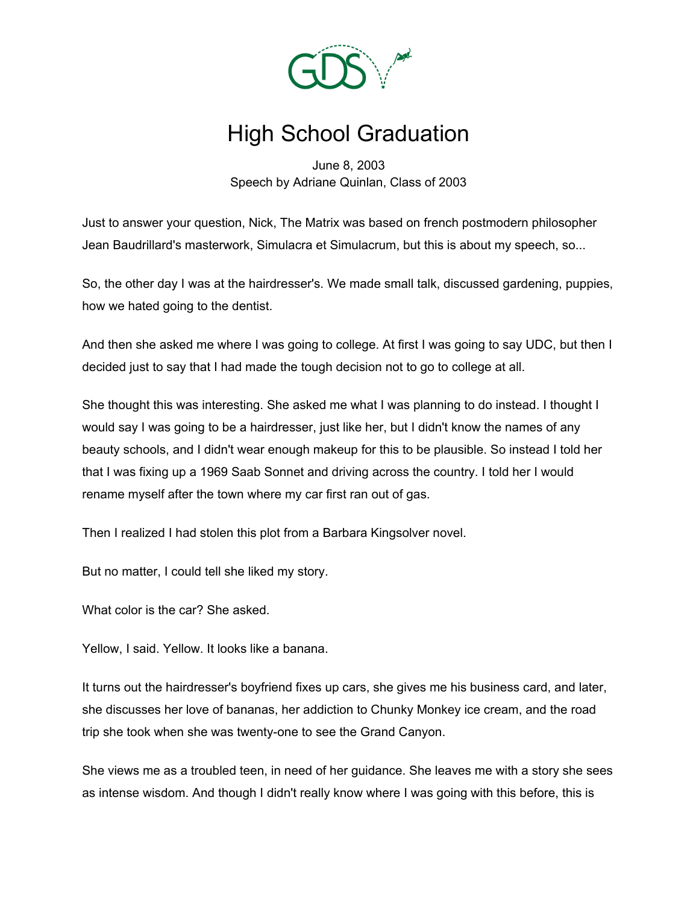# High School Graduation

June 8, 2003
Speech by Adriane Quinlan, Class of 2003

Just to answer your question, Nick, The Matrix was based on french postmodern philosopher Jean Baudrillard's masterwork, Simulacra et Simulacrum, but this is about my speech, so...

So, the other day I was at the hairdresser's. We made small talk, discussed gardening, puppies, how we hated going to the dentist.

And then she asked me where I was going to college. At first I was going to say UDC, but then I decided just to say that I had made the tough decision not to go to college at all.

She thought this was interesting. She asked me what I was planning to do instead. I thought I would say I was going to be a hairdresser, just like her, but I didn't know the names of any beauty schools, and I didn't wear enough makeup for this to be plausible. So instead I told her that I was fixing up a 1969 Saab Sonnet and driving across the country. I told her I would rename myself after the town where my car first ran out of gas.

Then I realized I had stolen this plot from a Barbara Kingsolver novel.

But no matter, I could tell she liked my story.

What color is the car? She asked.

Yellow, I said. Yellow. It looks like a banana.

It turns out the hairdresser's boyfriend fixes up cars, she gives me his business card, and later, she discusses her love of bananas, her addiction to Chunky Monkey ice cream, and the road trip she took when she was twenty-one to see the Grand Canyon.

She views me as a troubled teen, in need of her guidance. She leaves me with a story she sees as intense wisdom. And though I didn't really know where I was going with this before, this is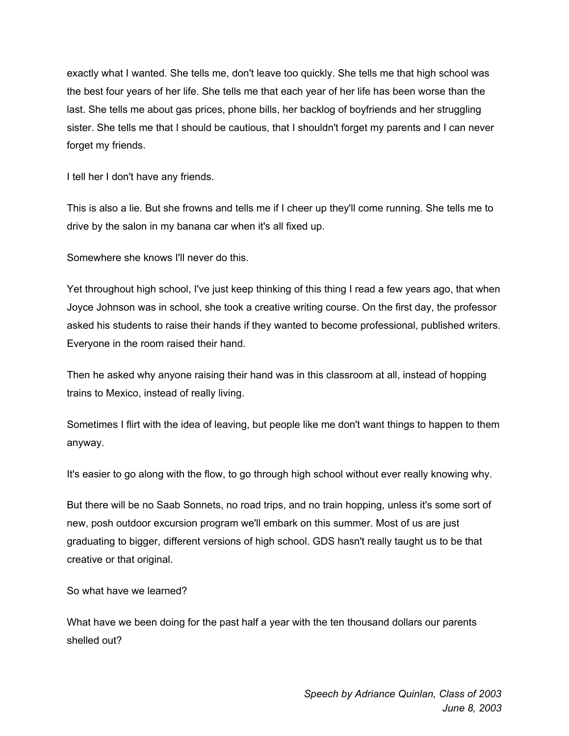exactly what I wanted. She tells me, don't leave too quickly. She tells me that high school was the best four years of her life. She tells me that each year of her life has been worse than the last. She tells me about gas prices, phone bills, her backlog of boyfriends and her struggling sister. She tells me that I should be cautious, that I shouldn't forget my parents and I can never forget my friends.

I tell her I don't have any friends.

This is also a lie. But she frowns and tells me if I cheer up they'll come running. She tells me to drive by the salon in my banana car when it's all fixed up.

Somewhere she knows I'll never do this.

Yet throughout high school, I've just keep thinking of this thing I read a few years ago, that when Joyce Johnson was in school, she took a creative writing course. On the first day, the professor asked his students to raise their hands if they wanted to become professional, published writers. Everyone in the room raised their hand.

Then he asked why anyone raising their hand was in this classroom at all, instead of hopping trains to Mexico, instead of really living.

Sometimes I flirt with the idea of leaving, but people like me don't want things to happen to them anyway.

It's easier to go along with the flow, to go through high school without ever really knowing why.

But there will be no Saab Sonnets, no road trips, and no train hopping, unless it's some sort of new, posh outdoor excursion program we'll embark on this summer. Most of us are just graduating to bigger, different versions of high school. GDS hasn't really taught us to be that creative or that original.

So what have we learned?

What have we been doing for the past half a year with the ten thousand dollars our parents shelled out?

*Speech by Adriance Quinlan, Class of 2003*
*June 8, 2003*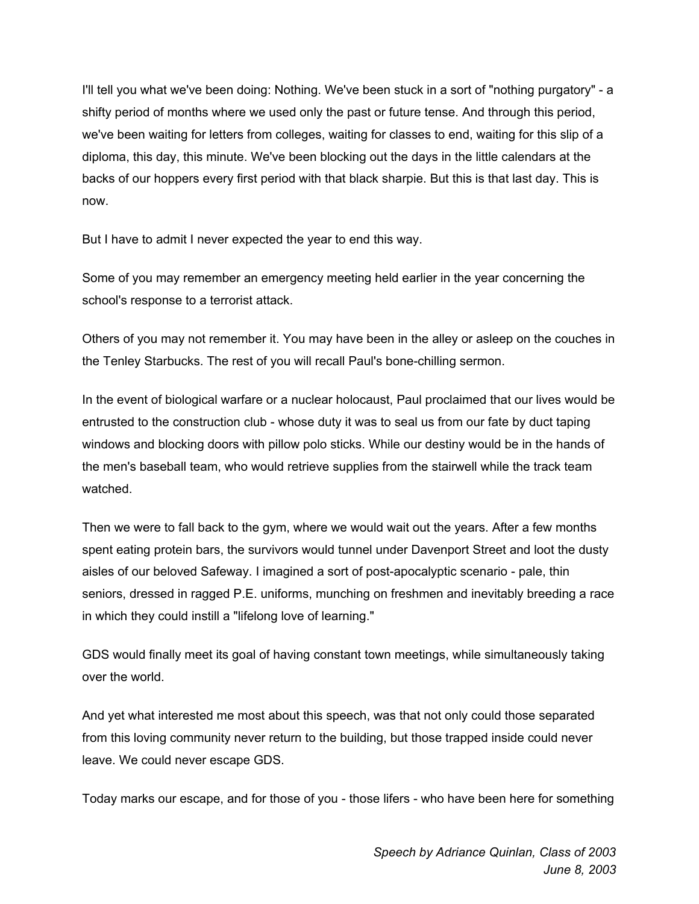I'll tell you what we've been doing: Nothing. We've been stuck in a sort of "nothing purgatory" - a shifty period of months where we used only the past or future tense. And through this period, we've been waiting for letters from colleges, waiting for classes to end, waiting for this slip of a diploma, this day, this minute. We've been blocking out the days in the little calendars at the backs of our hoppers every first period with that black sharpie. But this is that last day. This is now.

But I have to admit I never expected the year to end this way.

Some of you may remember an emergency meeting held earlier in the year concerning the school's response to a terrorist attack.

Others of you may not remember it. You may have been in the alley or asleep on the couches in the Tenley Starbucks. The rest of you will recall Paul's bone-chilling sermon.

In the event of biological warfare or a nuclear holocaust, Paul proclaimed that our lives would be entrusted to the construction club - whose duty it was to seal us from our fate by duct taping windows and blocking doors with pillow polo sticks. While our destiny would be in the hands of the men's baseball team, who would retrieve supplies from the stairwell while the track team watched.

Then we were to fall back to the gym, where we would wait out the years. After a few months spent eating protein bars, the survivors would tunnel under Davenport Street and loot the dusty aisles of our beloved Safeway. I imagined a sort of post-apocalyptic scenario - pale, thin seniors, dressed in ragged P.E. uniforms, munching on freshmen and inevitably breeding a race in which they could instill a "lifelong love of learning."

GDS would finally meet its goal of having constant town meetings, while simultaneously taking over the world.

And yet what interested me most about this speech, was that not only could those separated from this loving community never return to the building, but those trapped inside could never leave. We could never escape GDS.

Today marks our escape, and for those of you - those lifers - who have been here for something

*Speech by Adriance Quinlan, Class of 2003*
*June 8, 2003*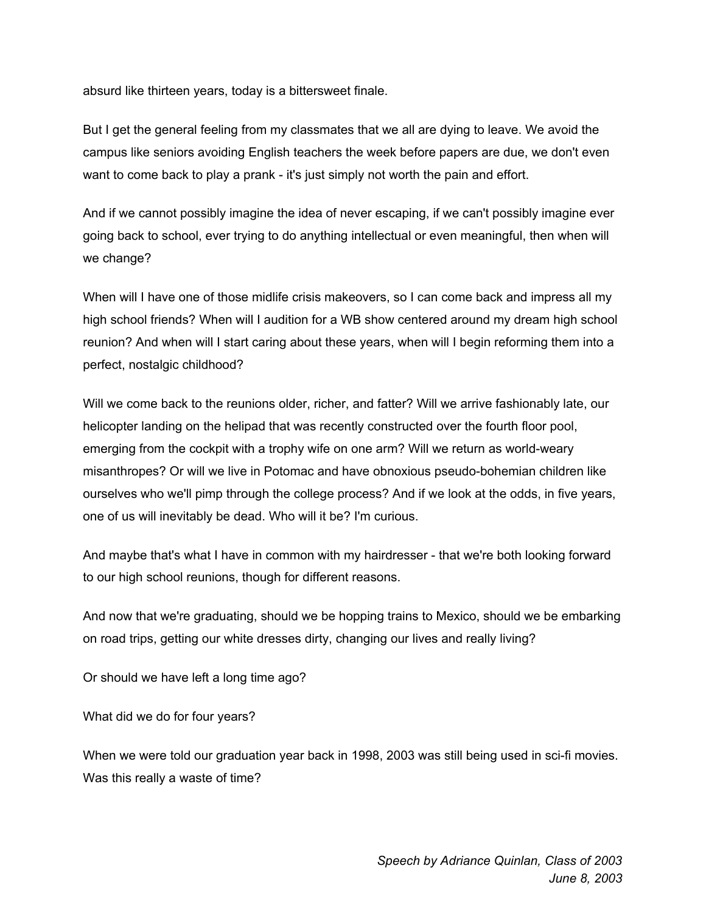absurd like thirteen years, today is a bittersweet finale.

But I get the general feeling from my classmates that we all are dying to leave. We avoid the campus like seniors avoiding English teachers the week before papers are due, we don't even want to come back to play a prank - it's just simply not worth the pain and effort.

And if we cannot possibly imagine the idea of never escaping, if we can't possibly imagine ever going back to school, ever trying to do anything intellectual or even meaningful, then when will we change?

When will I have one of those midlife crisis makeovers, so I can come back and impress all my high school friends? When will I audition for a WB show centered around my dream high school reunion? And when will I start caring about these years, when will I begin reforming them into a perfect, nostalgic childhood?

Will we come back to the reunions older, richer, and fatter? Will we arrive fashionably late, our helicopter landing on the helipad that was recently constructed over the fourth floor pool, emerging from the cockpit with a trophy wife on one arm? Will we return as world-weary misanthropes? Or will we live in Potomac and have obnoxious pseudo-bohemian children like ourselves who we'll pimp through the college process? And if we look at the odds, in five years, one of us will inevitably be dead. Who will it be? I'm curious.

And maybe that's what I have in common with my hairdresser - that we're both looking forward to our high school reunions, though for different reasons.

And now that we're graduating, should we be hopping trains to Mexico, should we be embarking on road trips, getting our white dresses dirty, changing our lives and really living?

Or should we have left a long time ago?

What did we do for four years?

When we were told our graduation year back in 1998, 2003 was still being used in sci-fi movies. Was this really a waste of time?

*Speech by Adriance Quinlan, Class of 2003*
*June 8, 2003*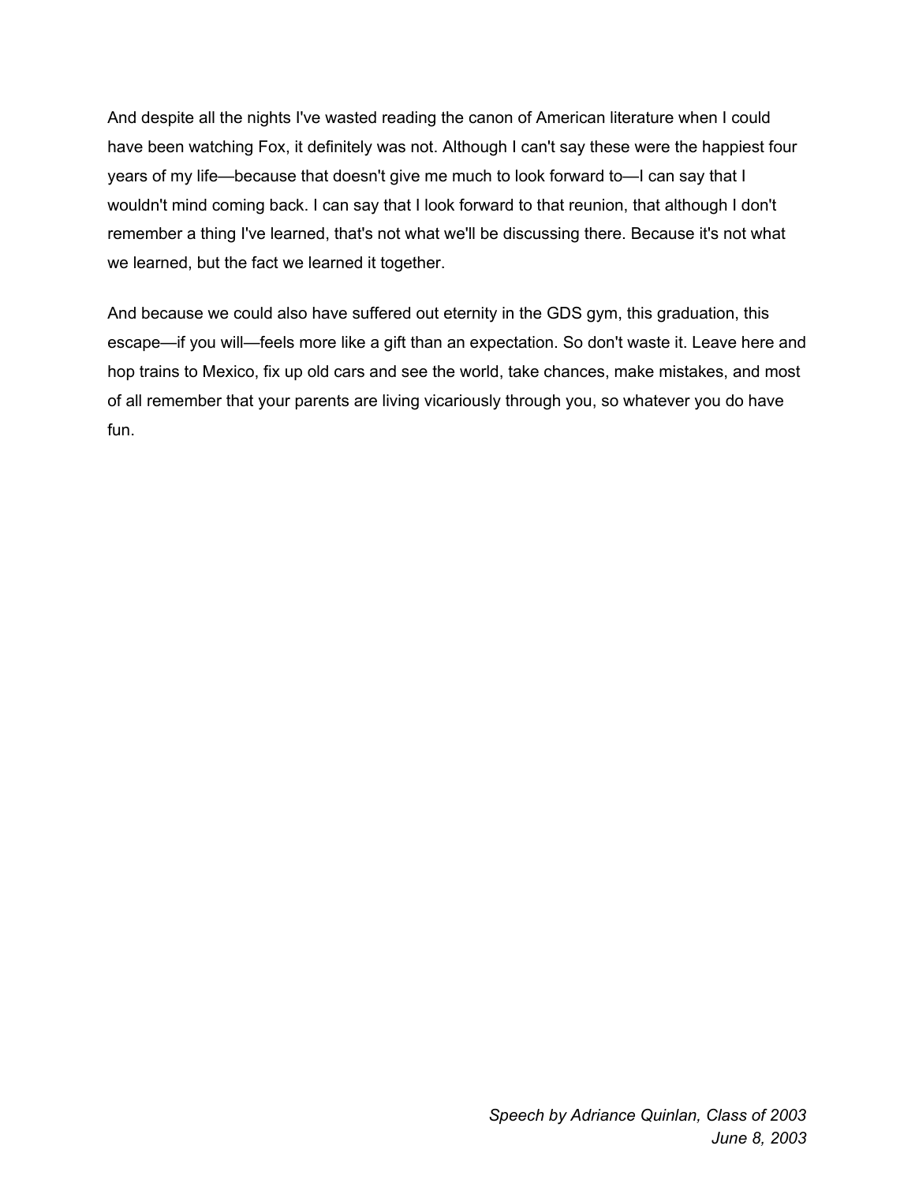And despite all the nights I've wasted reading the canon of American literature when I could have been watching Fox, it definitely was not. Although I can't say these were the happiest four years of my life—because that doesn't give me much to look forward to—I can say that I wouldn't mind coming back. I can say that I look forward to that reunion, that although I don't remember a thing I've learned, that's not what we'll be discussing there. Because it's not what we learned, but the fact we learned it together.

And because we could also have suffered out eternity in the GDS gym, this graduation, this escape—if you will—feels more like a gift than an expectation. So don't waste it. Leave here and hop trains to Mexico, fix up old cars and see the world, take chances, make mistakes, and most of all remember that your parents are living vicariously through you, so whatever you do have fun.

*Speech by Adriance Quinlan, Class of 2003*
*June 8, 2003*